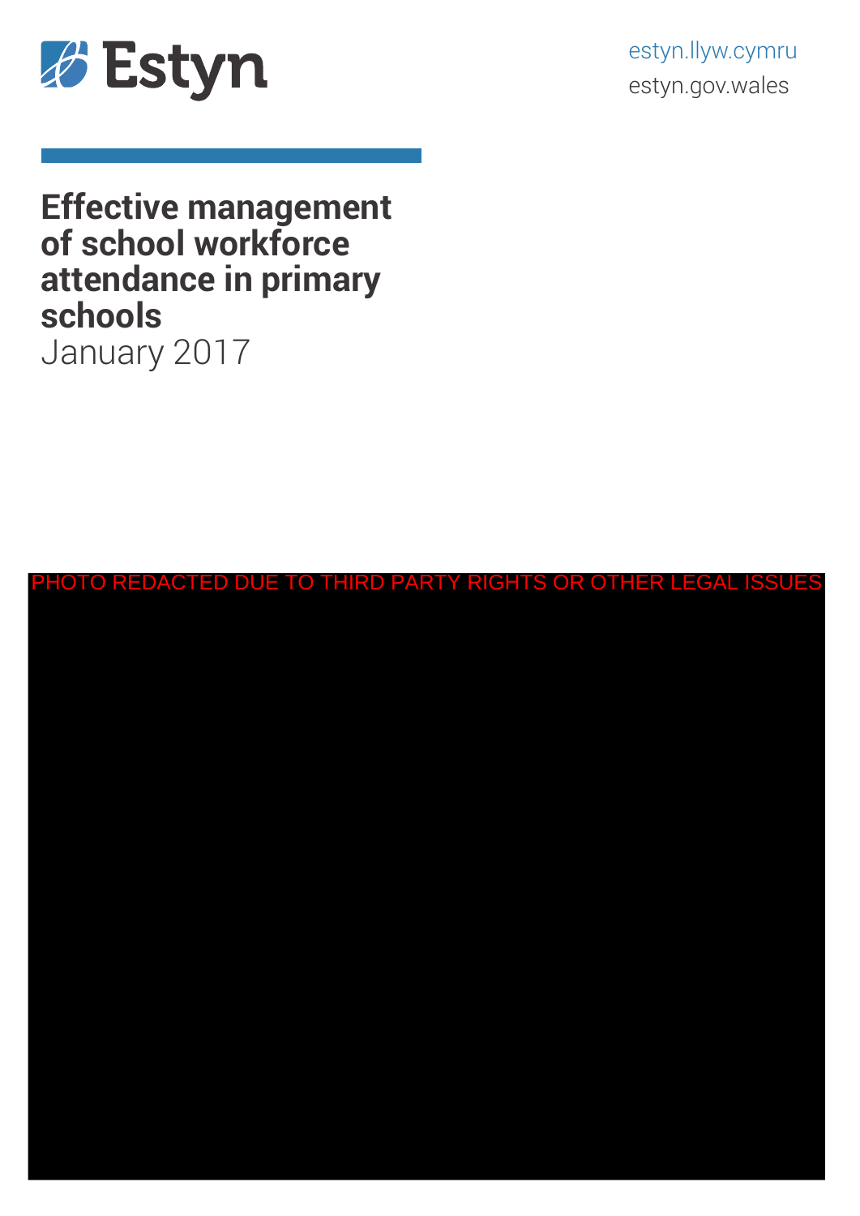Estyn

estyn.llyw.cymru
estyn.gov.wales

# Effective management of school workforce attendance in primary schools

January 2017

PHOTO REDACTED DUE TO THIRD PARTY RIGHTS OR OTHER LEGAL ISSUES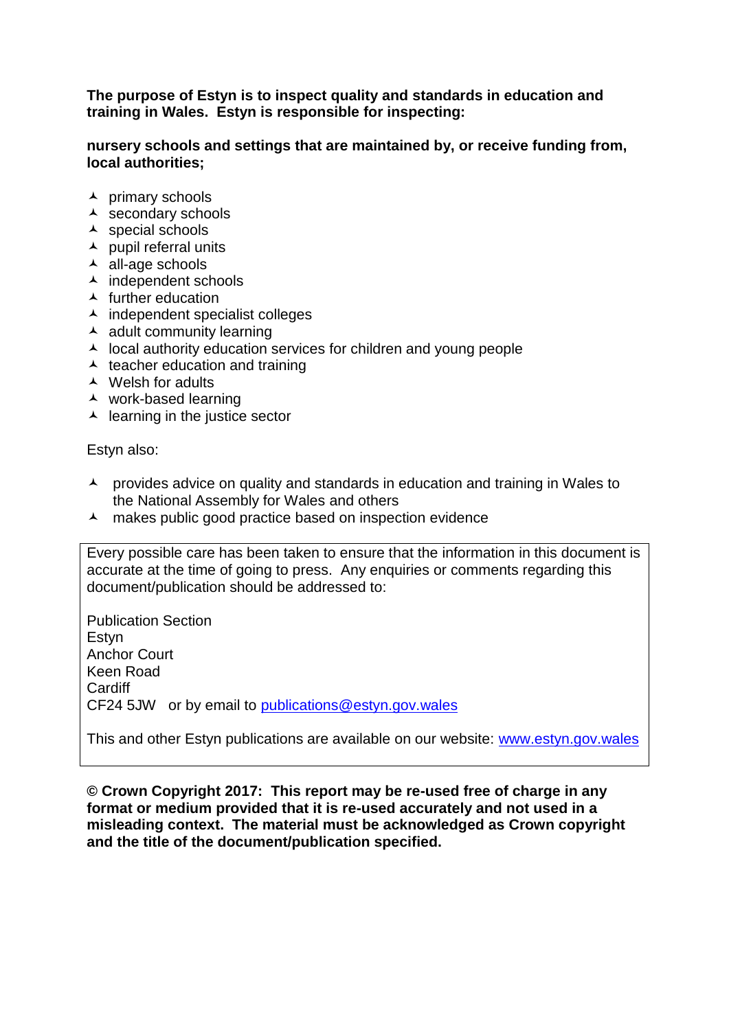**The purpose of Estyn is to inspect quality and standards in education and training in Wales. Estyn is responsible for inspecting:**

**nursery schools and settings that are maintained by, or receive funding from, local authorities;**

- primary schools
- secondary schools
- special schools
- pupil referral units
- all-age schools
- independent schools
- further education
- independent specialist colleges
- adult community learning
- local authority education services for children and young people
- teacher education and training
- Welsh for adults
- work-based learning
- learning in the justice sector

Estyn also:

- provides advice on quality and standards in education and training in Wales to the National Assembly for Wales and others
- makes public good practice based on inspection evidence

Every possible care has been taken to ensure that the information in this document is accurate at the time of going to press. Any enquiries or comments regarding this document/publication should be addressed to:

Publication Section
Estyn
Anchor Court
Keen Road
Cardiff
CF24 5JW or by email to publications@estyn.gov.wales

This and other Estyn publications are available on our website: www.estyn.gov.wales

**© Crown Copyright 2017: This report may be re-used free of charge in any format or medium provided that it is re-used accurately and not used in a misleading context. The material must be acknowledged as Crown copyright and the title of the document/publication specified.**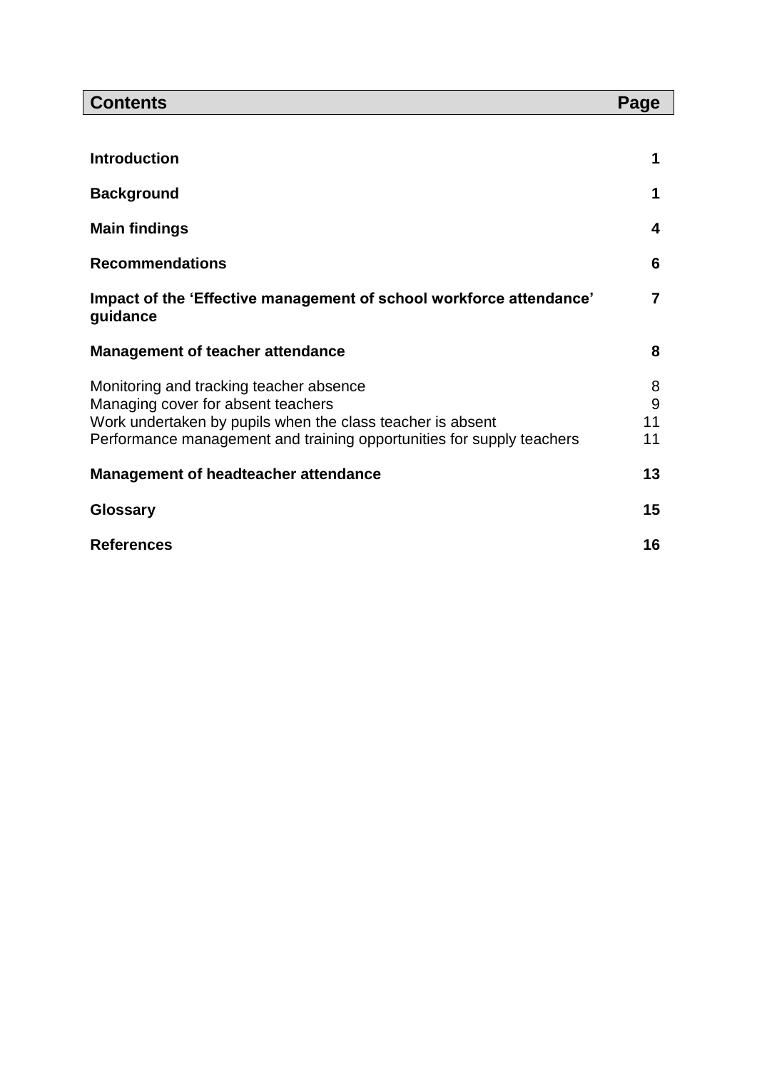| **Contents** | **Page** |
|---|---|
| **Introduction** | **1** |
| **Background** | **1** |
| **Main findings** | **4** |
| **Recommendations** | **6** |
| **Impact of the 'Effective management of school workforce attendance' guidance** | **7** |
| **Management of teacher attendance** | **8** |
| Monitoring and tracking teacher absence | 8 |
| Managing cover for absent teachers | 9 |
| Work undertaken by pupils when the class teacher is absent | 11 |
| Performance management and training opportunities for supply teachers | 11 |
| **Management of headteacher attendance** | **13** |
| **Glossary** | **15** |
| **References** | **16** |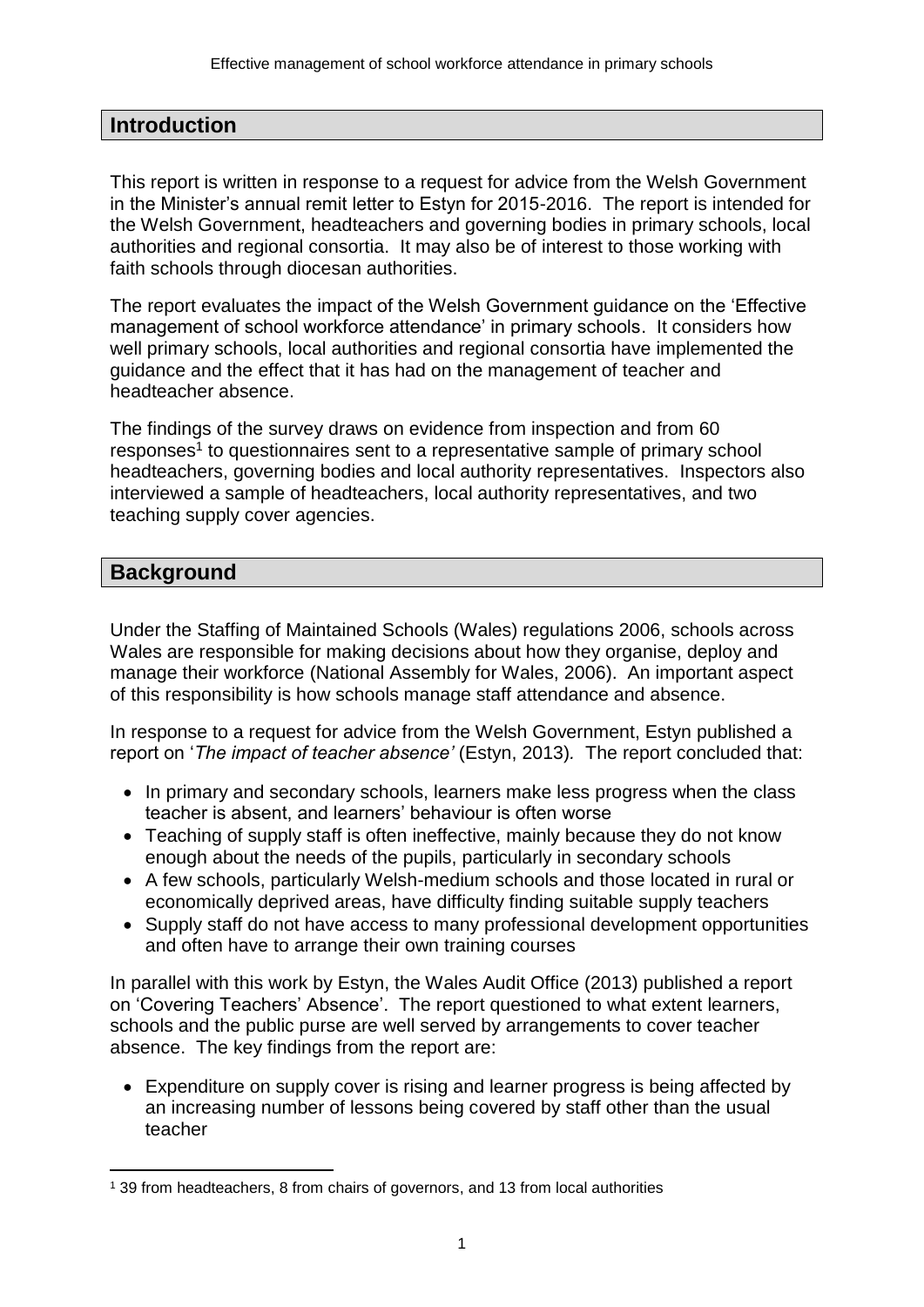## Introduction

This report is written in response to a request for advice from the Welsh Government in the Minister's annual remit letter to Estyn for 2015-2016. The report is intended for the Welsh Government, headteachers and governing bodies in primary schools, local authorities and regional consortia. It may also be of interest to those working with faith schools through diocesan authorities.

The report evaluates the impact of the Welsh Government guidance on the 'Effective management of school workforce attendance' in primary schools. It considers how well primary schools, local authorities and regional consortia have implemented the guidance and the effect that it has had on the management of teacher and headteacher absence.

The findings of the survey draws on evidence from inspection and from 60 responses[1] to questionnaires sent to a representative sample of primary school headteachers, governing bodies and local authority representatives. Inspectors also interviewed a sample of headteachers, local authority representatives, and two teaching supply cover agencies.

## Background

Under the Staffing of Maintained Schools (Wales) regulations 2006, schools across Wales are responsible for making decisions about how they organise, deploy and manage their workforce (National Assembly for Wales, 2006). An important aspect of this responsibility is how schools manage staff attendance and absence.

In response to a request for advice from the Welsh Government, Estyn published a report on '*The impact of teacher absence'* (Estyn, 2013). The report concluded that:

- In primary and secondary schools, learners make less progress when the class teacher is absent, and learners' behaviour is often worse
- Teaching of supply staff is often ineffective, mainly because they do not know enough about the needs of the pupils, particularly in secondary schools
- A few schools, particularly Welsh-medium schools and those located in rural or economically deprived areas, have difficulty finding suitable supply teachers
- Supply staff do not have access to many professional development opportunities and often have to arrange their own training courses

In parallel with this work by Estyn, the Wales Audit Office (2013) published a report on 'Covering Teachers' Absence'. The report questioned to what extent learners, schools and the public purse are well served by arrangements to cover teacher absence. The key findings from the report are:

- Expenditure on supply cover is rising and learner progress is being affected by an increasing number of lessons being covered by staff other than the usual teacher

[1] 39 from headteachers, 8 from chairs of governors, and 13 from local authorities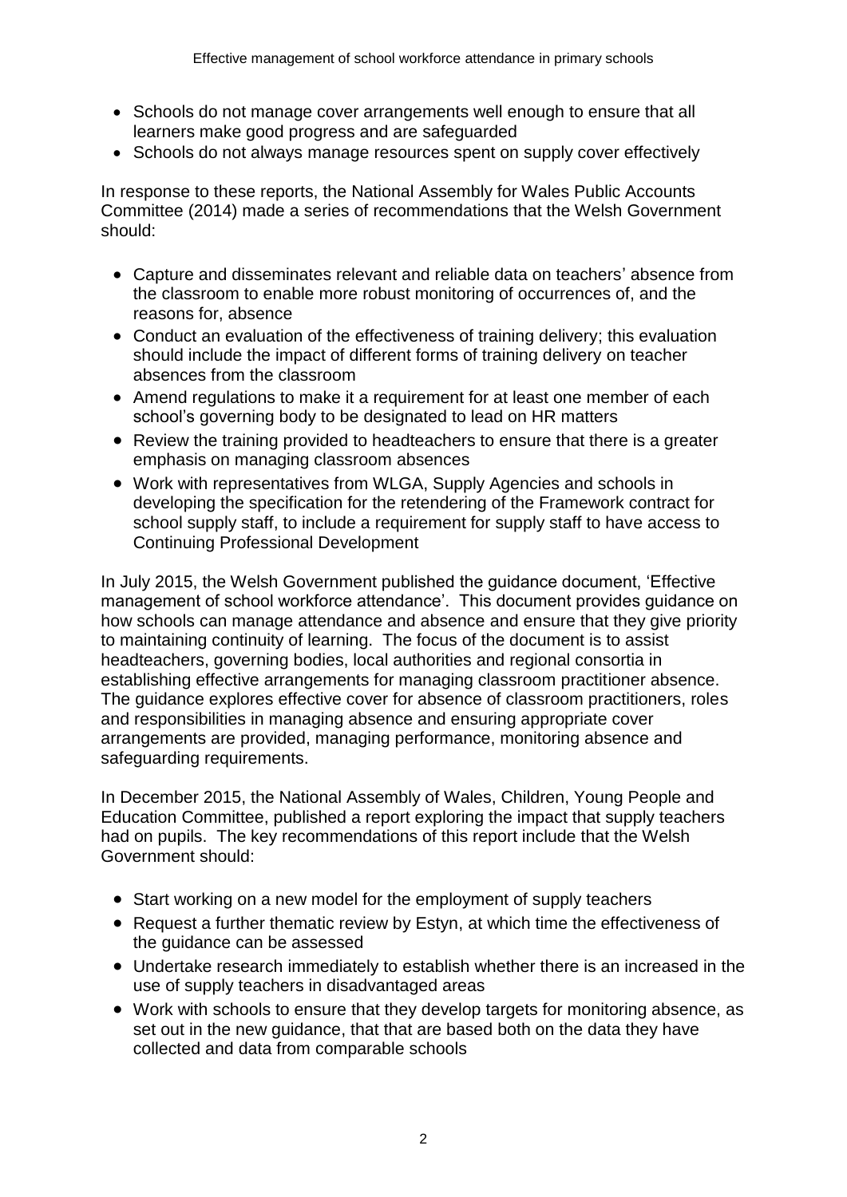- Schools do not manage cover arrangements well enough to ensure that all learners make good progress and are safeguarded
- Schools do not always manage resources spent on supply cover effectively

In response to these reports, the National Assembly for Wales Public Accounts Committee (2014) made a series of recommendations that the Welsh Government should:

- Capture and disseminates relevant and reliable data on teachers' absence from the classroom to enable more robust monitoring of occurrences of, and the reasons for, absence
- Conduct an evaluation of the effectiveness of training delivery; this evaluation should include the impact of different forms of training delivery on teacher absences from the classroom
- Amend regulations to make it a requirement for at least one member of each school's governing body to be designated to lead on HR matters
- Review the training provided to headteachers to ensure that there is a greater emphasis on managing classroom absences
- Work with representatives from WLGA, Supply Agencies and schools in developing the specification for the retendering of the Framework contract for school supply staff, to include a requirement for supply staff to have access to Continuing Professional Development

In July 2015, the Welsh Government published the guidance document, 'Effective management of school workforce attendance'. This document provides guidance on how schools can manage attendance and absence and ensure that they give priority to maintaining continuity of learning. The focus of the document is to assist headteachers, governing bodies, local authorities and regional consortia in establishing effective arrangements for managing classroom practitioner absence. The guidance explores effective cover for absence of classroom practitioners, roles and responsibilities in managing absence and ensuring appropriate cover arrangements are provided, managing performance, monitoring absence and safeguarding requirements.

In December 2015, the National Assembly of Wales, Children, Young People and Education Committee, published a report exploring the impact that supply teachers had on pupils. The key recommendations of this report include that the Welsh Government should:

- Start working on a new model for the employment of supply teachers
- Request a further thematic review by Estyn, at which time the effectiveness of the guidance can be assessed
- Undertake research immediately to establish whether there is an increased in the use of supply teachers in disadvantaged areas
- Work with schools to ensure that they develop targets for monitoring absence, as set out in the new guidance, that that are based both on the data they have collected and data from comparable schools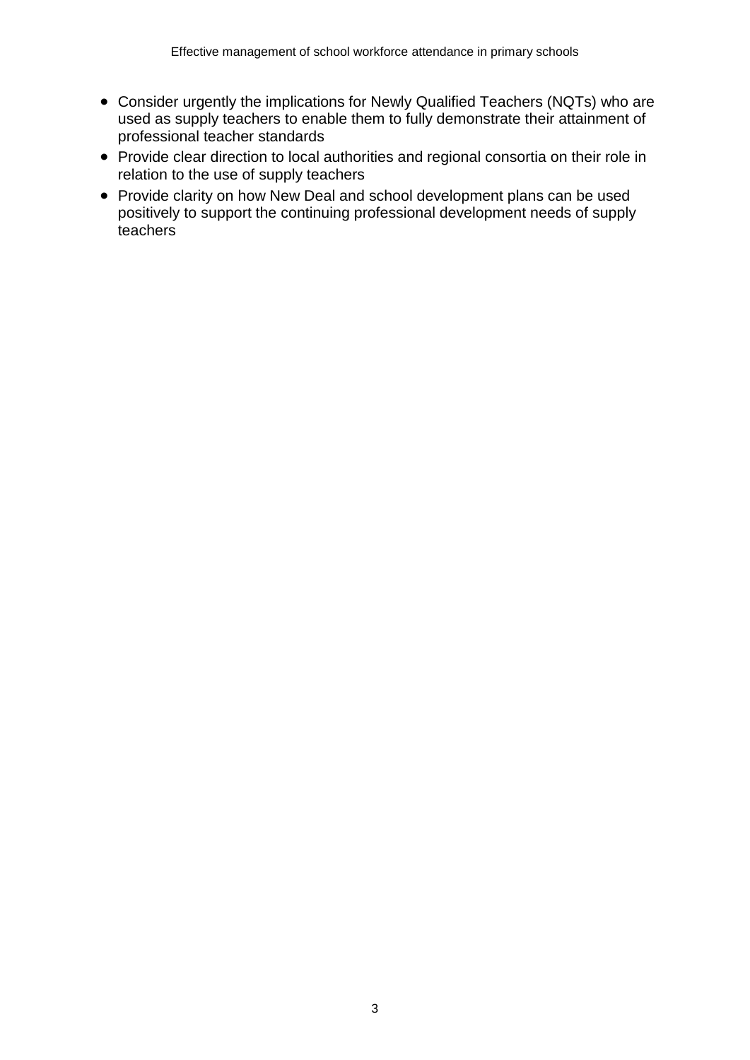- Consider urgently the implications for Newly Qualified Teachers (NQTs) who are used as supply teachers to enable them to fully demonstrate their attainment of professional teacher standards
- Provide clear direction to local authorities and regional consortia on their role in relation to the use of supply teachers
- Provide clarity on how New Deal and school development plans can be used positively to support the continuing professional development needs of supply teachers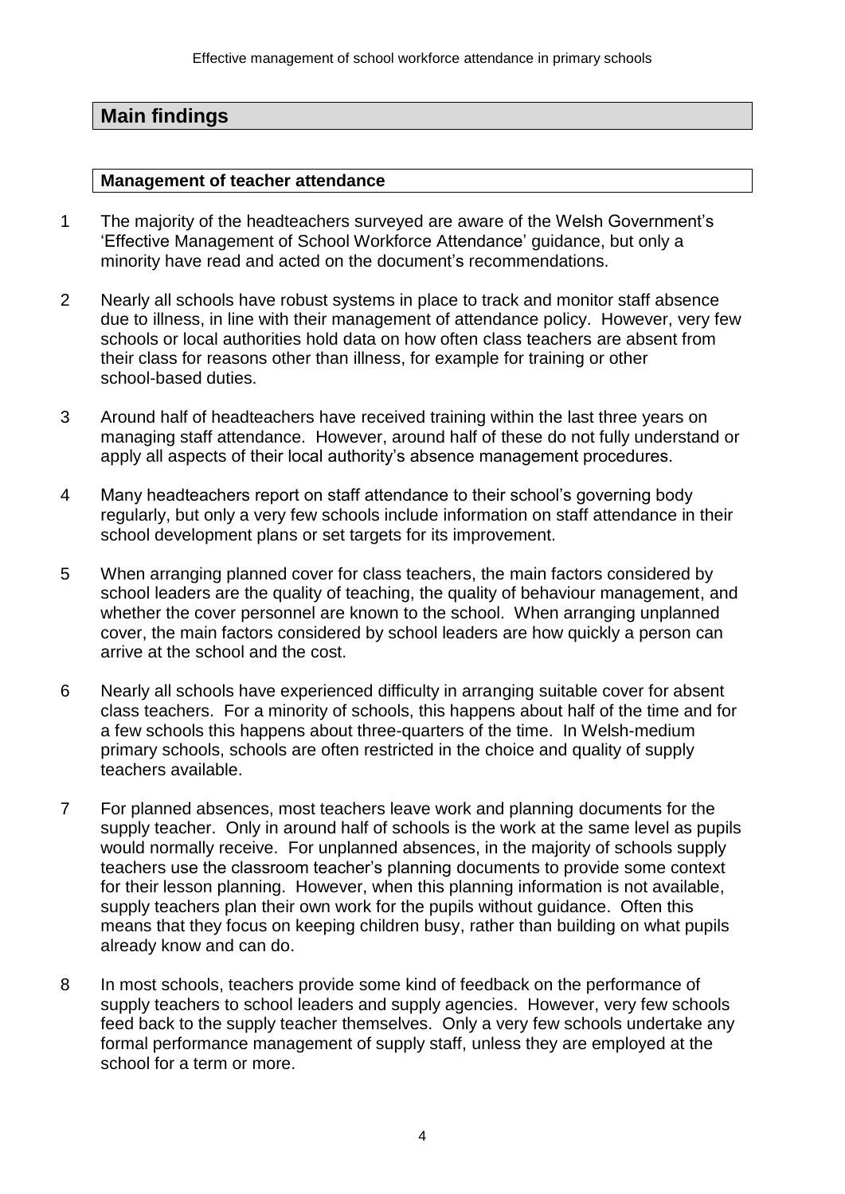## Main findings

### Management of teacher attendance

1 The majority of the headteachers surveyed are aware of the Welsh Government's 'Effective Management of School Workforce Attendance' guidance, but only a minority have read and acted on the document's recommendations.

2 Nearly all schools have robust systems in place to track and monitor staff absence due to illness, in line with their management of attendance policy. However, very few schools or local authorities hold data on how often class teachers are absent from their class for reasons other than illness, for example for training or other school-based duties.

3 Around half of headteachers have received training within the last three years on managing staff attendance. However, around half of these do not fully understand or apply all aspects of their local authority's absence management procedures.

4 Many headteachers report on staff attendance to their school's governing body regularly, but only a very few schools include information on staff attendance in their school development plans or set targets for its improvement.

5 When arranging planned cover for class teachers, the main factors considered by school leaders are the quality of teaching, the quality of behaviour management, and whether the cover personnel are known to the school. When arranging unplanned cover, the main factors considered by school leaders are how quickly a person can arrive at the school and the cost.

6 Nearly all schools have experienced difficulty in arranging suitable cover for absent class teachers. For a minority of schools, this happens about half of the time and for a few schools this happens about three-quarters of the time. In Welsh-medium primary schools, schools are often restricted in the choice and quality of supply teachers available.

7 For planned absences, most teachers leave work and planning documents for the supply teacher. Only in around half of schools is the work at the same level as pupils would normally receive. For unplanned absences, in the majority of schools supply teachers use the classroom teacher's planning documents to provide some context for their lesson planning. However, when this planning information is not available, supply teachers plan their own work for the pupils without guidance. Often this means that they focus on keeping children busy, rather than building on what pupils already know and can do.

8 In most schools, teachers provide some kind of feedback on the performance of supply teachers to school leaders and supply agencies. However, very few schools feed back to the supply teacher themselves. Only a very few schools undertake any formal performance management of supply staff, unless they are employed at the school for a term or more.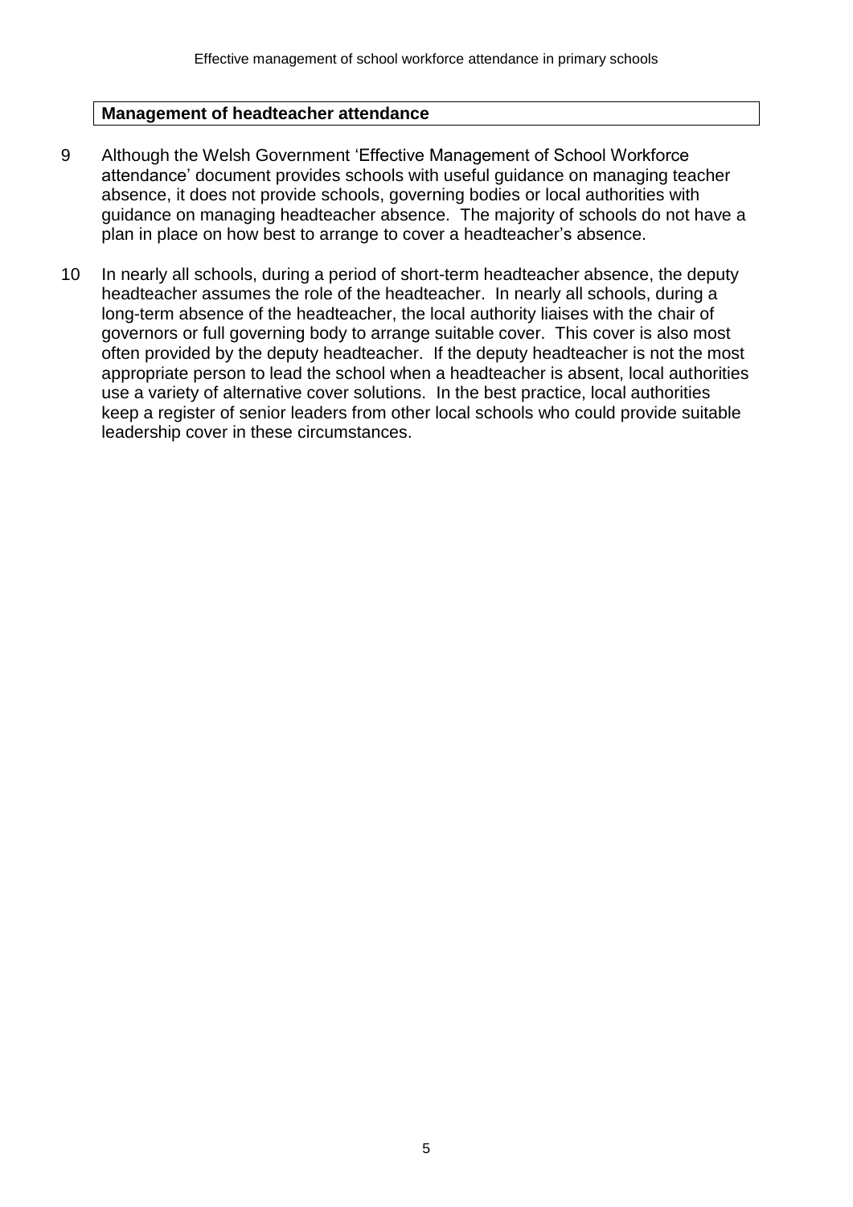## Management of headteacher attendance

9 Although the Welsh Government 'Effective Management of School Workforce attendance' document provides schools with useful guidance on managing teacher absence, it does not provide schools, governing bodies or local authorities with guidance on managing headteacher absence. The majority of schools do not have a plan in place on how best to arrange to cover a headteacher's absence.

10 In nearly all schools, during a period of short-term headteacher absence, the deputy headteacher assumes the role of the headteacher. In nearly all schools, during a long-term absence of the headteacher, the local authority liaises with the chair of governors or full governing body to arrange suitable cover. This cover is also most often provided by the deputy headteacher. If the deputy headteacher is not the most appropriate person to lead the school when a headteacher is absent, local authorities use a variety of alternative cover solutions. In the best practice, local authorities keep a register of senior leaders from other local schools who could provide suitable leadership cover in these circumstances.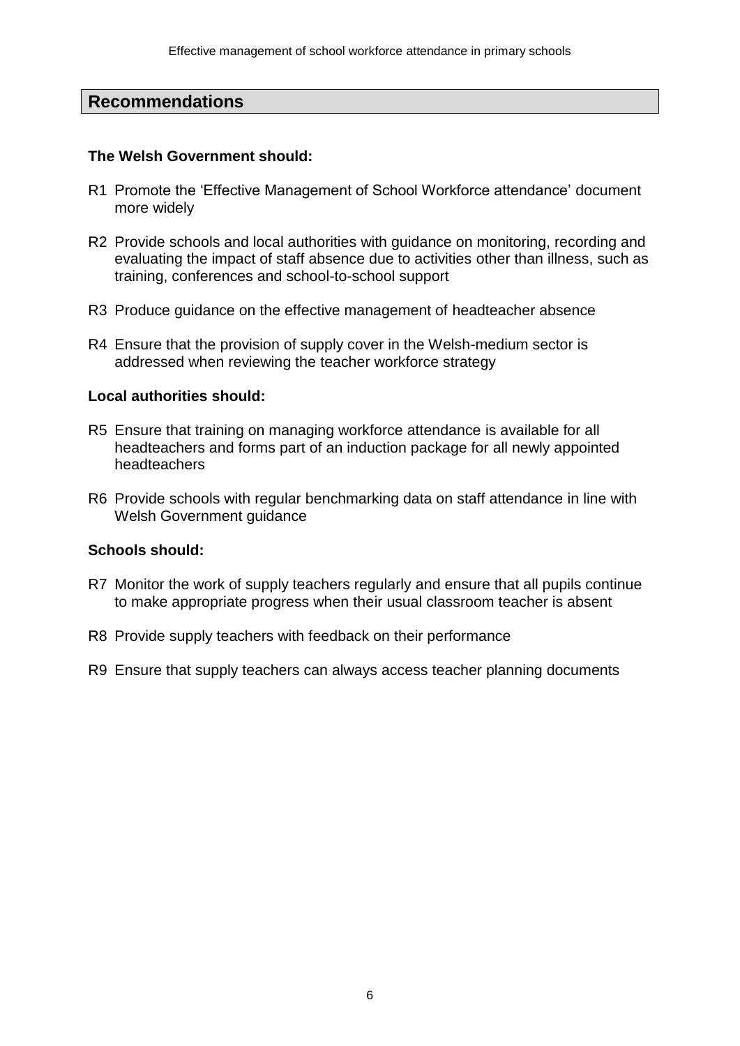## Recommendations

**The Welsh Government should:**

R1 Promote the 'Effective Management of School Workforce attendance' document more widely

R2 Provide schools and local authorities with guidance on monitoring, recording and evaluating the impact of staff absence due to activities other than illness, such as training, conferences and school-to-school support

R3 Produce guidance on the effective management of headteacher absence

R4 Ensure that the provision of supply cover in the Welsh-medium sector is addressed when reviewing the teacher workforce strategy

**Local authorities should:**

R5 Ensure that training on managing workforce attendance is available for all headteachers and forms part of an induction package for all newly appointed headteachers

R6 Provide schools with regular benchmarking data on staff attendance in line with Welsh Government guidance

**Schools should:**

R7 Monitor the work of supply teachers regularly and ensure that all pupils continue to make appropriate progress when their usual classroom teacher is absent

R8 Provide supply teachers with feedback on their performance

R9 Ensure that supply teachers can always access teacher planning documents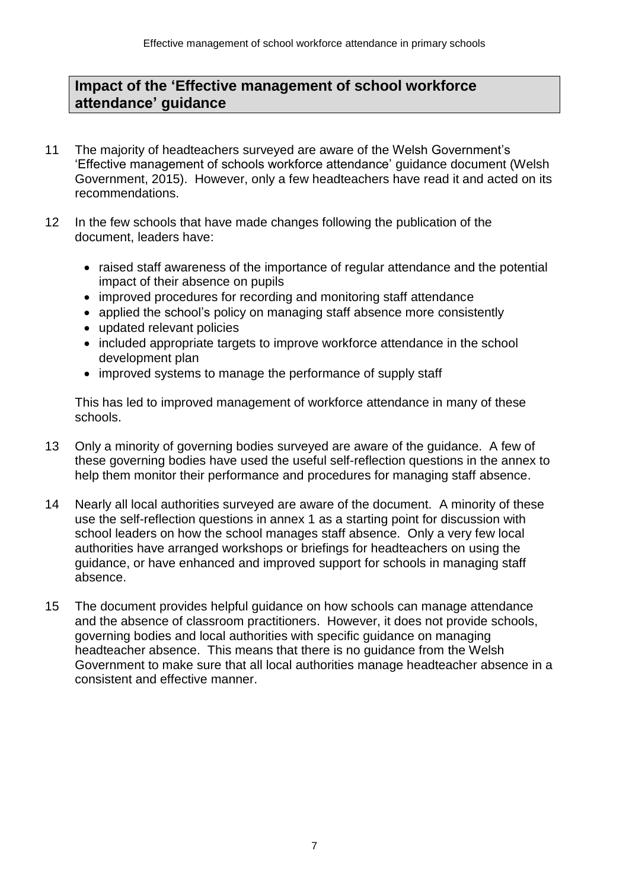## Impact of the 'Effective management of school workforce attendance' guidance

11 The majority of headteachers surveyed are aware of the Welsh Government's 'Effective management of schools workforce attendance' guidance document (Welsh Government, 2015). However, only a few headteachers have read it and acted on its recommendations.

12 In the few schools that have made changes following the publication of the document, leaders have:

- raised staff awareness of the importance of regular attendance and the potential impact of their absence on pupils
- improved procedures for recording and monitoring staff attendance
- applied the school's policy on managing staff absence more consistently
- updated relevant policies
- included appropriate targets to improve workforce attendance in the school development plan
- improved systems to manage the performance of supply staff

This has led to improved management of workforce attendance in many of these schools.

13 Only a minority of governing bodies surveyed are aware of the guidance. A few of these governing bodies have used the useful self-reflection questions in the annex to help them monitor their performance and procedures for managing staff absence.

14 Nearly all local authorities surveyed are aware of the document. A minority of these use the self-reflection questions in annex 1 as a starting point for discussion with school leaders on how the school manages staff absence. Only a very few local authorities have arranged workshops or briefings for headteachers on using the guidance, or have enhanced and improved support for schools in managing staff absence.

15 The document provides helpful guidance on how schools can manage attendance and the absence of classroom practitioners. However, it does not provide schools, governing bodies and local authorities with specific guidance on managing headteacher absence. This means that there is no guidance from the Welsh Government to make sure that all local authorities manage headteacher absence in a consistent and effective manner.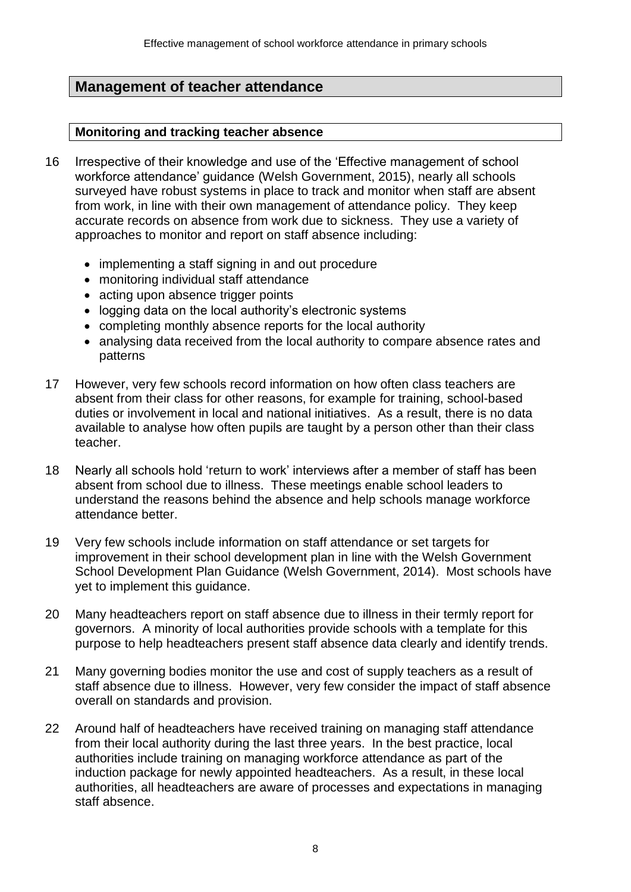## Management of teacher attendance

### Monitoring and tracking teacher absence

16 Irrespective of their knowledge and use of the 'Effective management of school workforce attendance' guidance (Welsh Government, 2015), nearly all schools surveyed have robust systems in place to track and monitor when staff are absent from work, in line with their own management of attendance policy. They keep accurate records on absence from work due to sickness. They use a variety of approaches to monitor and report on staff absence including:

- implementing a staff signing in and out procedure
- monitoring individual staff attendance
- acting upon absence trigger points
- logging data on the local authority's electronic systems
- completing monthly absence reports for the local authority
- analysing data received from the local authority to compare absence rates and patterns

17 However, very few schools record information on how often class teachers are absent from their class for other reasons, for example for training, school-based duties or involvement in local and national initiatives. As a result, there is no data available to analyse how often pupils are taught by a person other than their class teacher.

18 Nearly all schools hold 'return to work' interviews after a member of staff has been absent from school due to illness. These meetings enable school leaders to understand the reasons behind the absence and help schools manage workforce attendance better.

19 Very few schools include information on staff attendance or set targets for improvement in their school development plan in line with the Welsh Government School Development Plan Guidance (Welsh Government, 2014). Most schools have yet to implement this guidance.

20 Many headteachers report on staff absence due to illness in their termly report for governors. A minority of local authorities provide schools with a template for this purpose to help headteachers present staff absence data clearly and identify trends.

21 Many governing bodies monitor the use and cost of supply teachers as a result of staff absence due to illness. However, very few consider the impact of staff absence overall on standards and provision.

22 Around half of headteachers have received training on managing staff attendance from their local authority during the last three years. In the best practice, local authorities include training on managing workforce attendance as part of the induction package for newly appointed headteachers. As a result, in these local authorities, all headteachers are aware of processes and expectations in managing staff absence.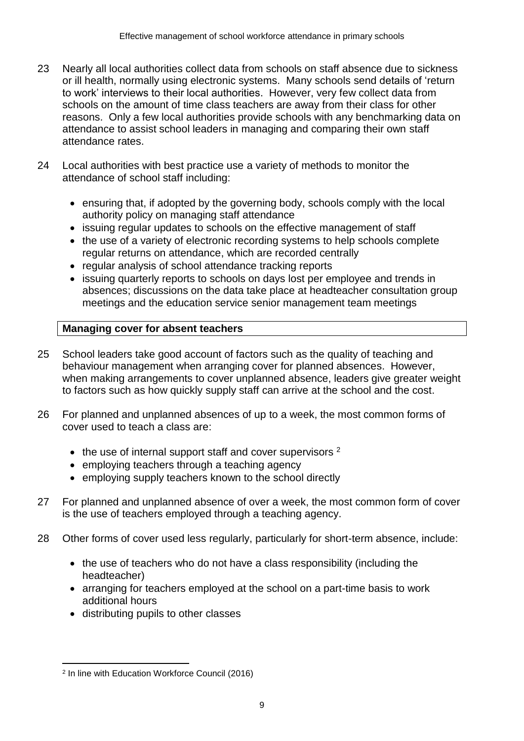23 Nearly all local authorities collect data from schools on staff absence due to sickness or ill health, normally using electronic systems. Many schools send details of 'return to work' interviews to their local authorities. However, very few collect data from schools on the amount of time class teachers are away from their class for other reasons. Only a few local authorities provide schools with any benchmarking data on attendance to assist school leaders in managing and comparing their own staff attendance rates.

24 Local authorities with best practice use a variety of methods to monitor the attendance of school staff including:

- ensuring that, if adopted by the governing body, schools comply with the local authority policy on managing staff attendance
- issuing regular updates to schools on the effective management of staff
- the use of a variety of electronic recording systems to help schools complete regular returns on attendance, which are recorded centrally
- regular analysis of school attendance tracking reports
- issuing quarterly reports to schools on days lost per employee and trends in absences; discussions on the data take place at headteacher consultation group meetings and the education service senior management team meetings

**Managing cover for absent teachers**

25 School leaders take good account of factors such as the quality of teaching and behaviour management when arranging cover for planned absences. However, when making arrangements to cover unplanned absence, leaders give greater weight to factors such as how quickly supply staff can arrive at the school and the cost.

26 For planned and unplanned absences of up to a week, the most common forms of cover used to teach a class are:

- the use of internal support staff and cover supervisors [2]
- employing teachers through a teaching agency
- employing supply teachers known to the school directly

27 For planned and unplanned absence of over a week, the most common form of cover is the use of teachers employed through a teaching agency.

28 Other forms of cover used less regularly, particularly for short-term absence, include:

- the use of teachers who do not have a class responsibility (including the headteacher)
- arranging for teachers employed at the school on a part-time basis to work additional hours
- distributing pupils to other classes

[2] In line with Education Workforce Council (2016)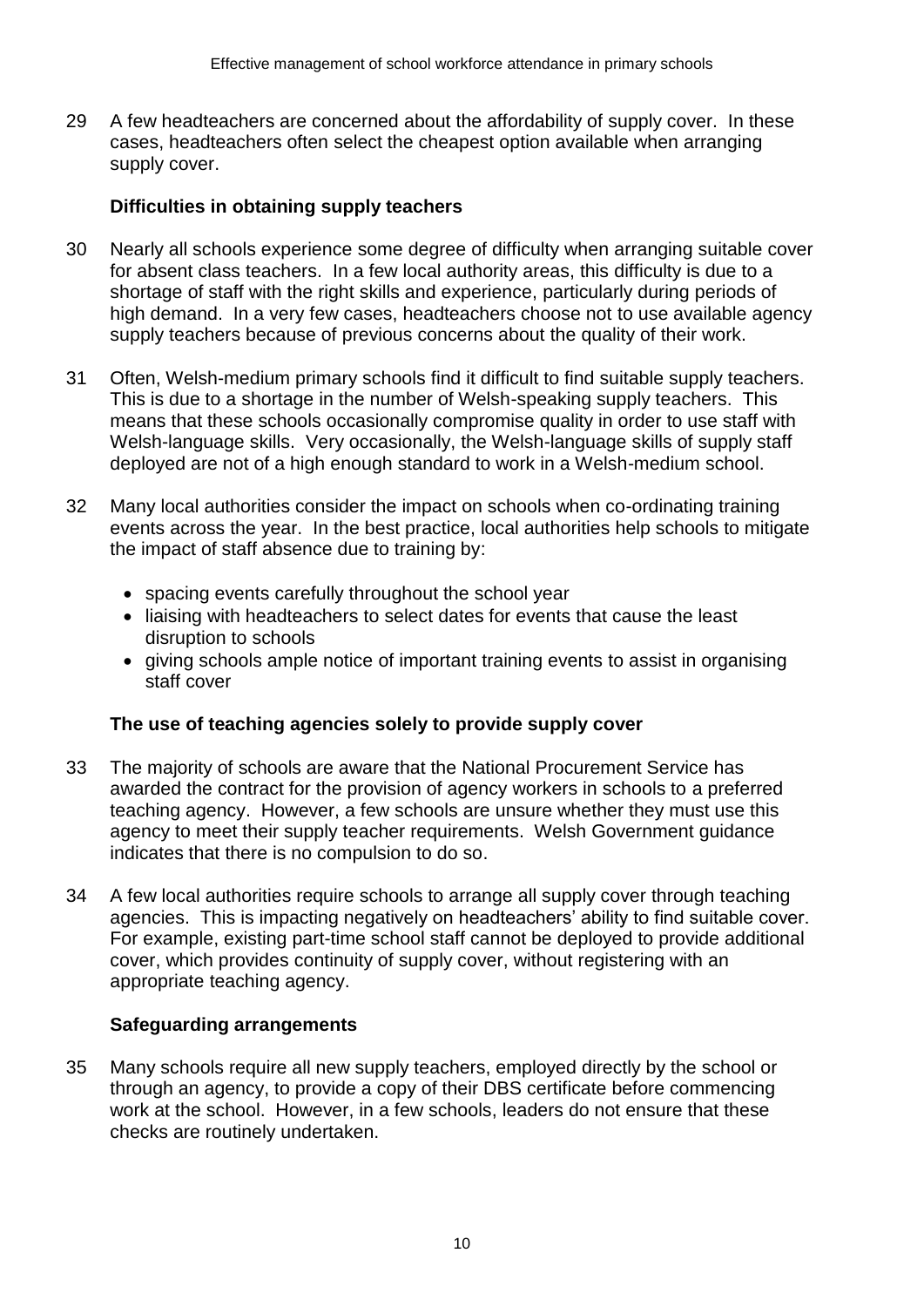29 A few headteachers are concerned about the affordability of supply cover. In these cases, headteachers often select the cheapest option available when arranging supply cover.

### Difficulties in obtaining supply teachers

30 Nearly all schools experience some degree of difficulty when arranging suitable cover for absent class teachers. In a few local authority areas, this difficulty is due to a shortage of staff with the right skills and experience, particularly during periods of high demand. In a very few cases, headteachers choose not to use available agency supply teachers because of previous concerns about the quality of their work.

31 Often, Welsh-medium primary schools find it difficult to find suitable supply teachers. This is due to a shortage in the number of Welsh-speaking supply teachers. This means that these schools occasionally compromise quality in order to use staff with Welsh-language skills. Very occasionally, the Welsh-language skills of supply staff deployed are not of a high enough standard to work in a Welsh-medium school.

32 Many local authorities consider the impact on schools when co-ordinating training events across the year. In the best practice, local authorities help schools to mitigate the impact of staff absence due to training by:

- spacing events carefully throughout the school year
- liaising with headteachers to select dates for events that cause the least disruption to schools
- giving schools ample notice of important training events to assist in organising staff cover

### The use of teaching agencies solely to provide supply cover

33 The majority of schools are aware that the National Procurement Service has awarded the contract for the provision of agency workers in schools to a preferred teaching agency. However, a few schools are unsure whether they must use this agency to meet their supply teacher requirements. Welsh Government guidance indicates that there is no compulsion to do so.

34 A few local authorities require schools to arrange all supply cover through teaching agencies. This is impacting negatively on headteachers' ability to find suitable cover. For example, existing part-time school staff cannot be deployed to provide additional cover, which provides continuity of supply cover, without registering with an appropriate teaching agency.

### Safeguarding arrangements

35 Many schools require all new supply teachers, employed directly by the school or through an agency, to provide a copy of their DBS certificate before commencing work at the school. However, in a few schools, leaders do not ensure that these checks are routinely undertaken.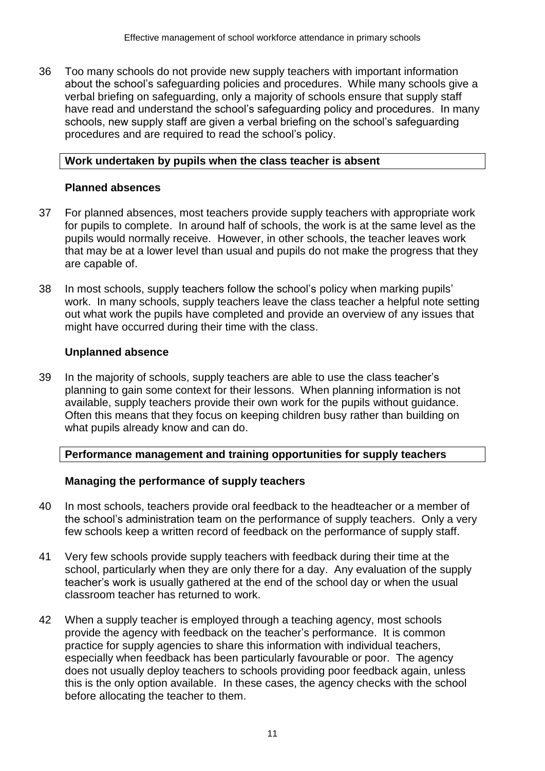36 Too many schools do not provide new supply teachers with important information about the school's safeguarding policies and procedures. While many schools give a verbal briefing on safeguarding, only a majority of schools ensure that supply staff have read and understand the school's safeguarding policy and procedures. In many schools, new supply staff are given a verbal briefing on the school's safeguarding procedures and are required to read the school's policy.

## Work undertaken by pupils when the class teacher is absent

### Planned absences

37 For planned absences, most teachers provide supply teachers with appropriate work for pupils to complete. In around half of schools, the work is at the same level as the pupils would normally receive. However, in other schools, the teacher leaves work that may be at a lower level than usual and pupils do not make the progress that they are capable of.

38 In most schools, supply teachers follow the school's policy when marking pupils' work. In many schools, supply teachers leave the class teacher a helpful note setting out what work the pupils have completed and provide an overview of any issues that might have occurred during their time with the class.

### Unplanned absence

39 In the majority of schools, supply teachers are able to use the class teacher's planning to gain some context for their lessons. When planning information is not available, supply teachers provide their own work for the pupils without guidance. Often this means that they focus on keeping children busy rather than building on what pupils already know and can do.

## Performance management and training opportunities for supply teachers

### Managing the performance of supply teachers

40 In most schools, teachers provide oral feedback to the headteacher or a member of the school's administration team on the performance of supply teachers. Only a very few schools keep a written record of feedback on the performance of supply staff.

41 Very few schools provide supply teachers with feedback during their time at the school, particularly when they are only there for a day. Any evaluation of the supply teacher's work is usually gathered at the end of the school day or when the usual classroom teacher has returned to work.

42 When a supply teacher is employed through a teaching agency, most schools provide the agency with feedback on the teacher's performance. It is common practice for supply agencies to share this information with individual teachers, especially when feedback has been particularly favourable or poor. The agency does not usually deploy teachers to schools providing poor feedback again, unless this is the only option available. In these cases, the agency checks with the school before allocating the teacher to them.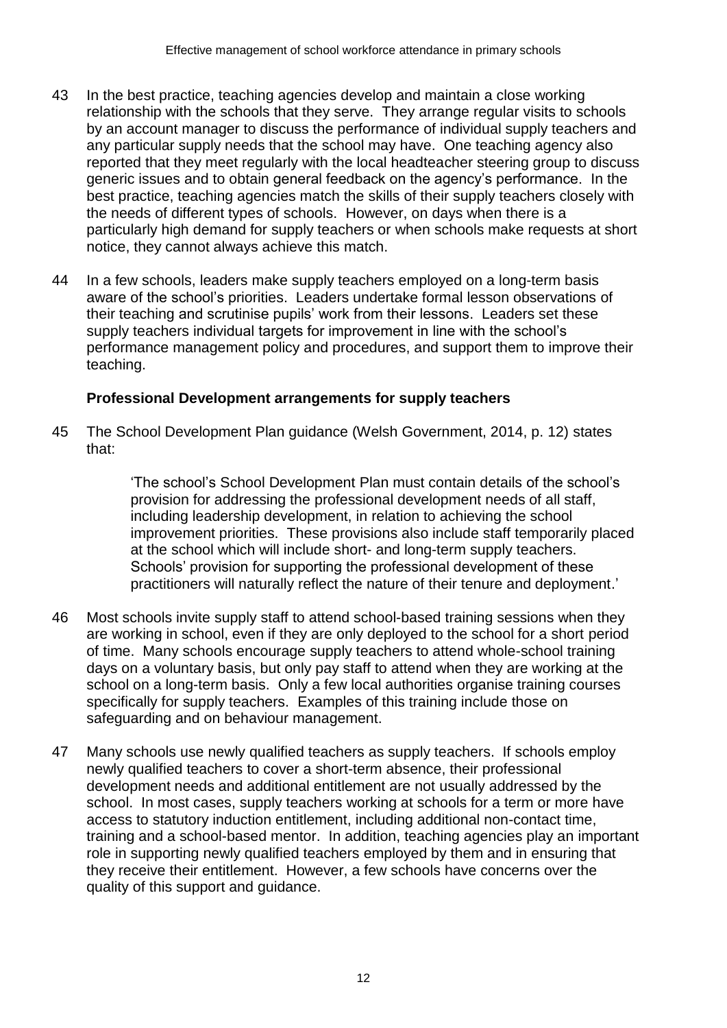43 In the best practice, teaching agencies develop and maintain a close working relationship with the schools that they serve. They arrange regular visits to schools by an account manager to discuss the performance of individual supply teachers and any particular supply needs that the school may have. One teaching agency also reported that they meet regularly with the local headteacher steering group to discuss generic issues and to obtain general feedback on the agency's performance. In the best practice, teaching agencies match the skills of their supply teachers closely with the needs of different types of schools. However, on days when there is a particularly high demand for supply teachers or when schools make requests at short notice, they cannot always achieve this match.

44 In a few schools, leaders make supply teachers employed on a long-term basis aware of the school's priorities. Leaders undertake formal lesson observations of their teaching and scrutinise pupils' work from their lessons. Leaders set these supply teachers individual targets for improvement in line with the school's performance management policy and procedures, and support them to improve their teaching.

### Professional Development arrangements for supply teachers

45 The School Development Plan guidance (Welsh Government, 2014, p. 12) states that:

> 'The school's School Development Plan must contain details of the school's provision for addressing the professional development needs of all staff, including leadership development, in relation to achieving the school improvement priorities. These provisions also include staff temporarily placed at the school which will include short- and long-term supply teachers. Schools' provision for supporting the professional development of these practitioners will naturally reflect the nature of their tenure and deployment.'

46 Most schools invite supply staff to attend school-based training sessions when they are working in school, even if they are only deployed to the school for a short period of time. Many schools encourage supply teachers to attend whole-school training days on a voluntary basis, but only pay staff to attend when they are working at the school on a long-term basis. Only a few local authorities organise training courses specifically for supply teachers. Examples of this training include those on safeguarding and on behaviour management.

47 Many schools use newly qualified teachers as supply teachers. If schools employ newly qualified teachers to cover a short-term absence, their professional development needs and additional entitlement are not usually addressed by the school. In most cases, supply teachers working at schools for a term or more have access to statutory induction entitlement, including additional non-contact time, training and a school-based mentor. In addition, teaching agencies play an important role in supporting newly qualified teachers employed by them and in ensuring that they receive their entitlement. However, a few schools have concerns over the quality of this support and guidance.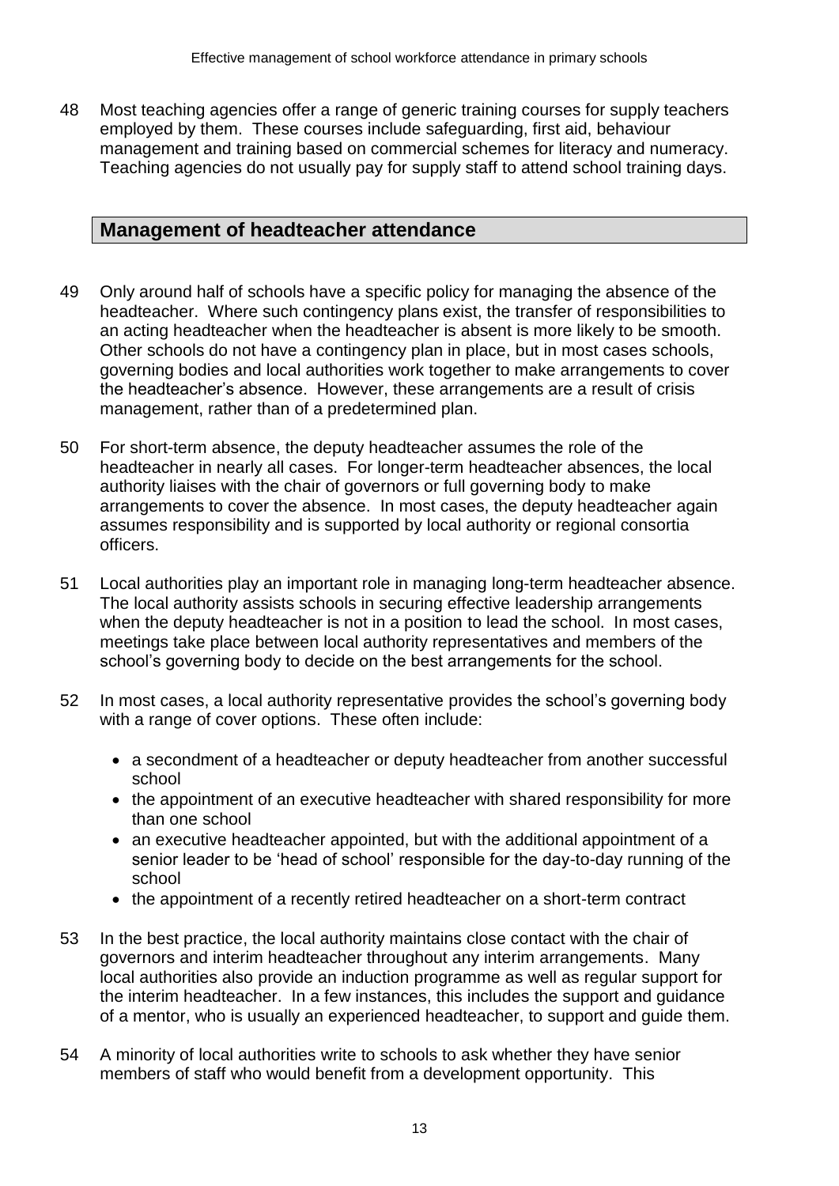48 Most teaching agencies offer a range of generic training courses for supply teachers employed by them. These courses include safeguarding, first aid, behaviour management and training based on commercial schemes for literacy and numeracy. Teaching agencies do not usually pay for supply staff to attend school training days.

## Management of headteacher attendance

49 Only around half of schools have a specific policy for managing the absence of the headteacher. Where such contingency plans exist, the transfer of responsibilities to an acting headteacher when the headteacher is absent is more likely to be smooth. Other schools do not have a contingency plan in place, but in most cases schools, governing bodies and local authorities work together to make arrangements to cover the headteacher's absence. However, these arrangements are a result of crisis management, rather than of a predetermined plan.

50 For short-term absence, the deputy headteacher assumes the role of the headteacher in nearly all cases. For longer-term headteacher absences, the local authority liaises with the chair of governors or full governing body to make arrangements to cover the absence. In most cases, the deputy headteacher again assumes responsibility and is supported by local authority or regional consortia officers.

51 Local authorities play an important role in managing long-term headteacher absence. The local authority assists schools in securing effective leadership arrangements when the deputy headteacher is not in a position to lead the school. In most cases, meetings take place between local authority representatives and members of the school's governing body to decide on the best arrangements for the school.

52 In most cases, a local authority representative provides the school's governing body with a range of cover options. These often include:

- a secondment of a headteacher or deputy headteacher from another successful school
- the appointment of an executive headteacher with shared responsibility for more than one school
- an executive headteacher appointed, but with the additional appointment of a senior leader to be 'head of school' responsible for the day-to-day running of the school
- the appointment of a recently retired headteacher on a short-term contract

53 In the best practice, the local authority maintains close contact with the chair of governors and interim headteacher throughout any interim arrangements. Many local authorities also provide an induction programme as well as regular support for the interim headteacher. In a few instances, this includes the support and guidance of a mentor, who is usually an experienced headteacher, to support and guide them.

54 A minority of local authorities write to schools to ask whether they have senior members of staff who would benefit from a development opportunity. This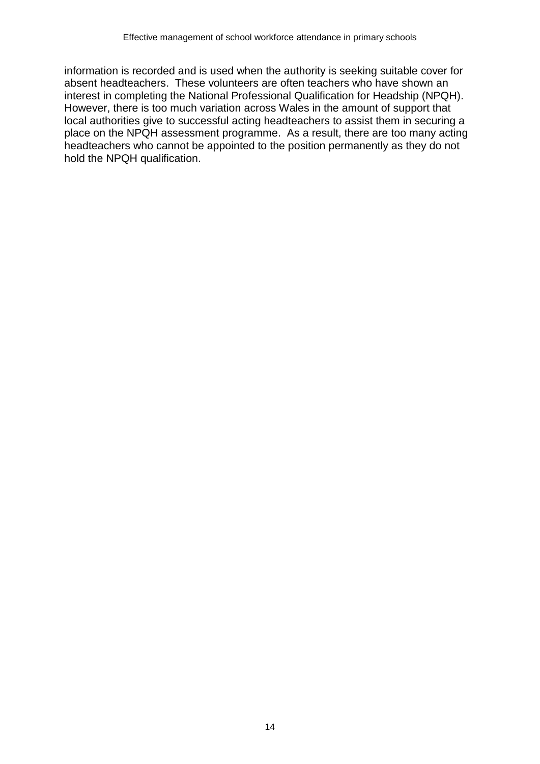information is recorded and is used when the authority is seeking suitable cover for absent headteachers. These volunteers are often teachers who have shown an interest in completing the National Professional Qualification for Headship (NPQH). However, there is too much variation across Wales in the amount of support that local authorities give to successful acting headteachers to assist them in securing a place on the NPQH assessment programme. As a result, there are too many acting headteachers who cannot be appointed to the position permanently as they do not hold the NPQH qualification.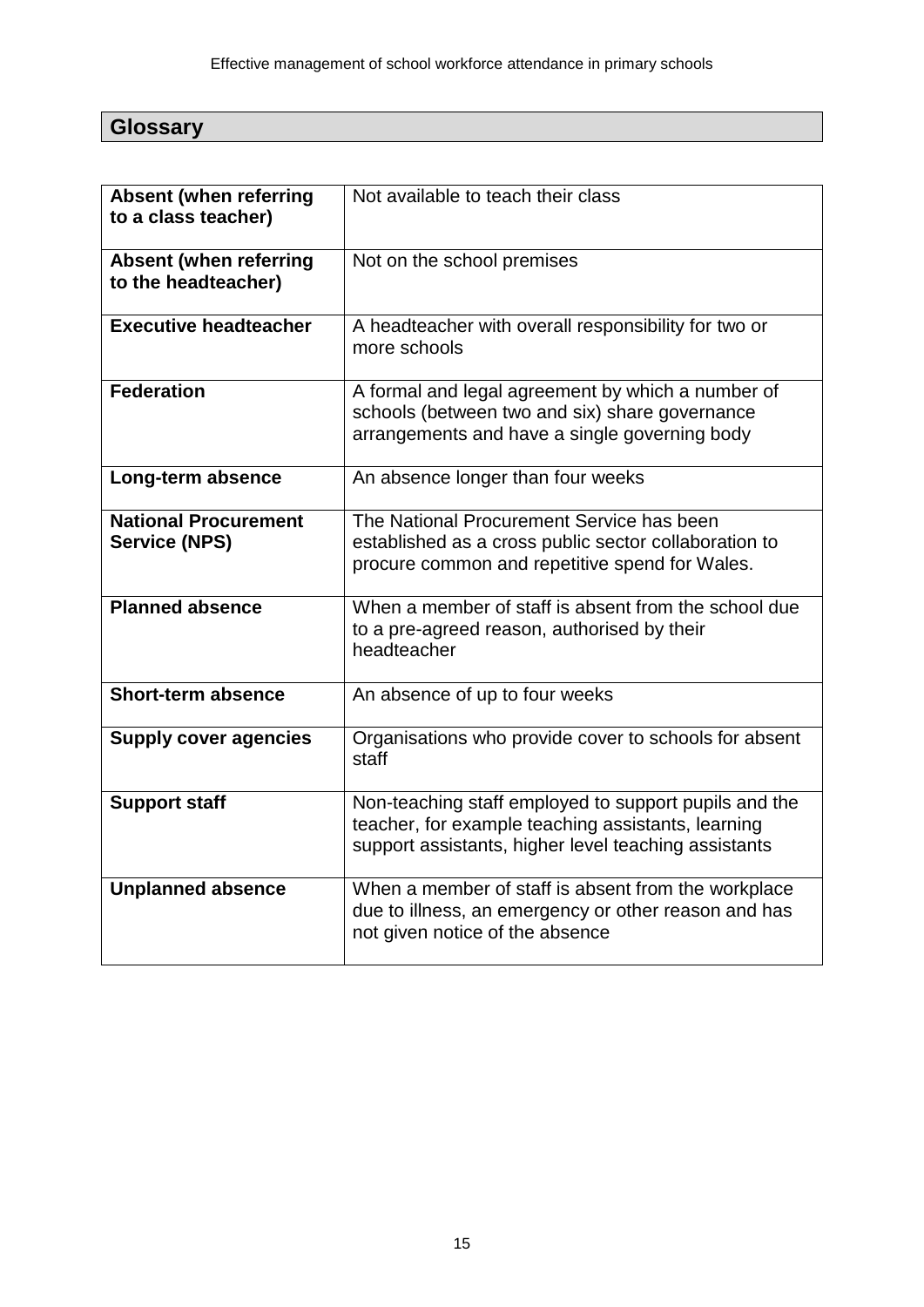## Glossary

| | |
|---|---|
| **Absent (when referring to a class teacher)** | Not available to teach their class |
| **Absent (when referring to the headteacher)** | Not on the school premises |
| **Executive headteacher** | A headteacher with overall responsibility for two or more schools |
| **Federation** | A formal and legal agreement by which a number of schools (between two and six) share governance arrangements and have a single governing body |
| **Long-term absence** | An absence longer than four weeks |
| **National Procurement Service (NPS)** | The National Procurement Service has been established as a cross public sector collaboration to procure common and repetitive spend for Wales. |
| **Planned absence** | When a member of staff is absent from the school due to a pre-agreed reason, authorised by their headteacher |
| **Short-term absence** | An absence of up to four weeks |
| **Supply cover agencies** | Organisations who provide cover to schools for absent staff |
| **Support staff** | Non-teaching staff employed to support pupils and the teacher, for example teaching assistants, learning support assistants, higher level teaching assistants |
| **Unplanned absence** | When a member of staff is absent from the workplace due to illness, an emergency or other reason and has not given notice of the absence |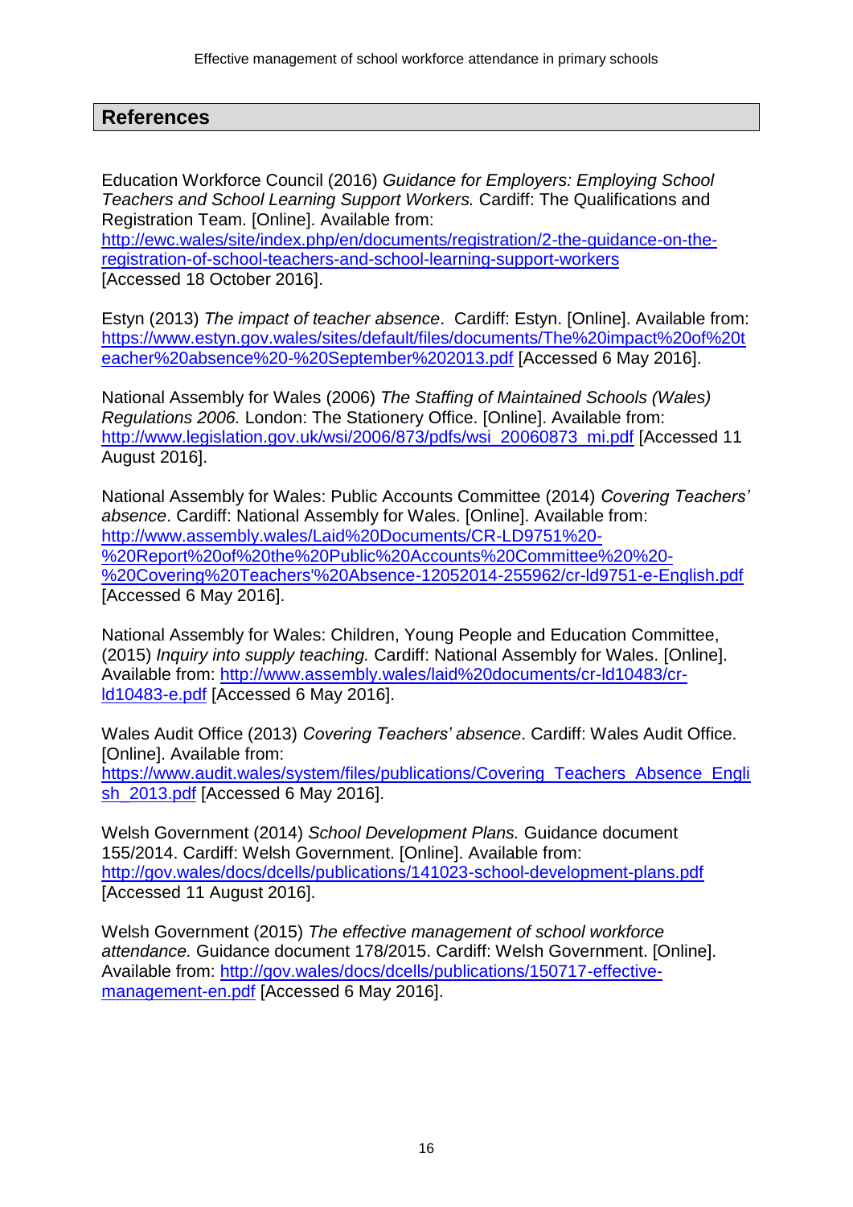## References

Education Workforce Council (2016) *Guidance for Employers: Employing School Teachers and School Learning Support Workers.* Cardiff: The Qualifications and Registration Team. [Online]. Available from: http://ewc.wales/site/index.php/en/documents/registration/2-the-guidance-on-the-registration-of-school-teachers-and-school-learning-support-workers [Accessed 18 October 2016].

Estyn (2013) *The impact of teacher absence*. Cardiff: Estyn. [Online]. Available from: https://www.estyn.gov.wales/sites/default/files/documents/The%20impact%20of%20teacher%20absence%20-%20September%202013.pdf [Accessed 6 May 2016].

National Assembly for Wales (2006) *The Staffing of Maintained Schools (Wales) Regulations 2006.* London: The Stationery Office. [Online]. Available from: http://www.legislation.gov.uk/wsi/2006/873/pdfs/wsi_20060873_mi.pdf [Accessed 11 August 2016].

National Assembly for Wales: Public Accounts Committee (2014) *Covering Teachers' absence*. Cardiff: National Assembly for Wales. [Online]. Available from: http://www.assembly.wales/Laid%20Documents/CR-LD9751%20-%20Report%20of%20the%20Public%20Accounts%20Committee%20%20-%20Covering%20Teachers'%20Absence-12052014-255962/cr-ld9751-e-English.pdf [Accessed 6 May 2016].

National Assembly for Wales: Children, Young People and Education Committee, (2015) *Inquiry into supply teaching.* Cardiff: National Assembly for Wales. [Online]. Available from: http://www.assembly.wales/laid%20documents/cr-ld10483/cr-ld10483-e.pdf [Accessed 6 May 2016].

Wales Audit Office (2013) *Covering Teachers' absence*. Cardiff: Wales Audit Office. [Online]. Available from: https://www.audit.wales/system/files/publications/Covering_Teachers_Absence_English_2013.pdf [Accessed 6 May 2016].

Welsh Government (2014) *School Development Plans.* Guidance document 155/2014. Cardiff: Welsh Government. [Online]. Available from: http://gov.wales/docs/dcells/publications/141023-school-development-plans.pdf [Accessed 11 August 2016].

Welsh Government (2015) *The effective management of school workforce attendance.* Guidance document 178/2015. Cardiff: Welsh Government. [Online]. Available from: http://gov.wales/docs/dcells/publications/150717-effective-management-en.pdf [Accessed 6 May 2016].